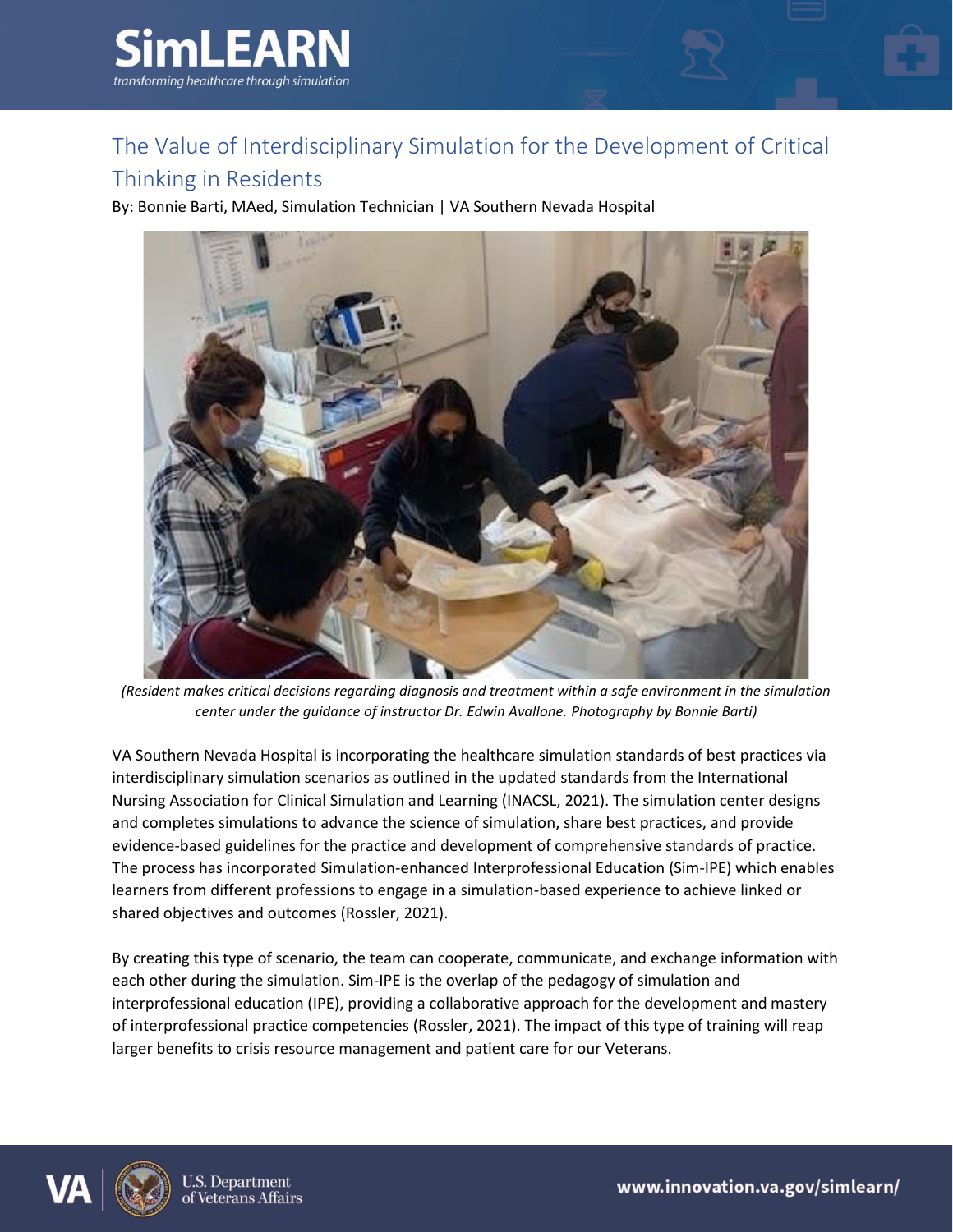# The Value of Interdisciplinary Simulation for the Development of Critical Thinking in Residents

By: Bonnie Barti, MAed, Simulation Technician | VA Southern Nevada Hospital

*(Resident makes critical decisions regarding diagnosis and treatment within a safe environment in the simulation center under the guidance of instructor Dr. Edwin Avallone. Photography by Bonnie Barti)*

VA Southern Nevada Hospital is incorporating the healthcare simulation standards of best practices via interdisciplinary simulation scenarios as outlined in the updated standards from the International Nursing Association for Clinical Simulation and Learning (INACSL, 2021). The simulation center designs and completes simulations to advance the science of simulation, share best practices, and provide evidence-based guidelines for the practice and development of comprehensive standards of practice. The process has incorporated Simulation-enhanced Interprofessional Education (Sim-IPE) which enables learners from different professions to engage in a simulation-based experience to achieve linked or shared objectives and outcomes (Rossler, 2021).

By creating this type of scenario, the team can cooperate, communicate, and exchange information with each other during the simulation. Sim-IPE is the overlap of the pedagogy of simulation and interprofessional education (IPE), providing a collaborative approach for the development and mastery of interprofessional practice competencies (Rossler, 2021). The impact of this type of training will reap larger benefits to crisis resource management and patient care for our Veterans.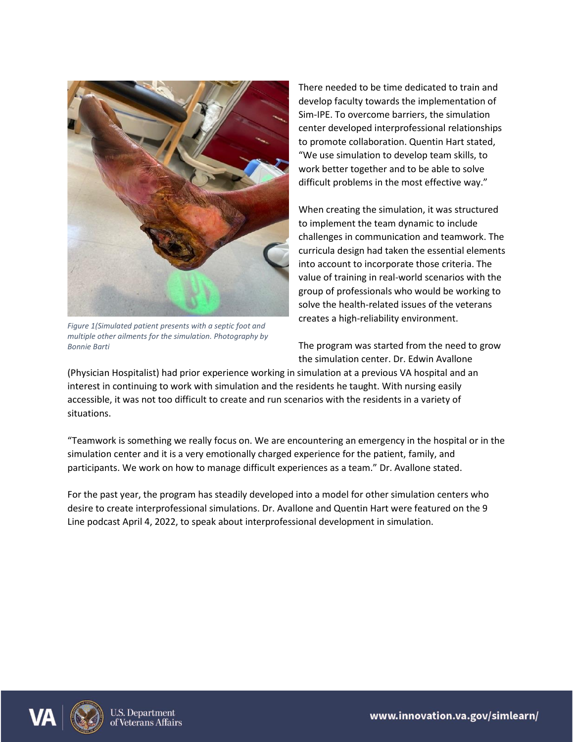*Figure 1(Simulated patient presents with a septic foot and multiple other ailments for the simulation. Photography by Bonnie Barti*

There needed to be time dedicated to train and develop faculty towards the implementation of Sim-IPE. To overcome barriers, the simulation center developed interprofessional relationships to promote collaboration. Quentin Hart stated, "We use simulation to develop team skills, to work better together and to be able to solve difficult problems in the most effective way."

When creating the simulation, it was structured to implement the team dynamic to include challenges in communication and teamwork. The curricula design had taken the essential elements into account to incorporate those criteria. The value of training in real-world scenarios with the group of professionals who would be working to solve the health-related issues of the veterans creates a high-reliability environment.

The program was started from the need to grow the simulation center. Dr. Edwin Avallone (Physician Hospitalist) had prior experience working in simulation at a previous VA hospital and an interest in continuing to work with simulation and the residents he taught. With nursing easily accessible, it was not too difficult to create and run scenarios with the residents in a variety of situations.

"Teamwork is something we really focus on. We are encountering an emergency in the hospital or in the simulation center and it is a very emotionally charged experience for the patient, family, and participants. We work on how to manage difficult experiences as a team." Dr. Avallone stated.

For the past year, the program has steadily developed into a model for other simulation centers who desire to create interprofessional simulations. Dr. Avallone and Quentin Hart were featured on the 9 Line podcast April 4, 2022, to speak about interprofessional development in simulation.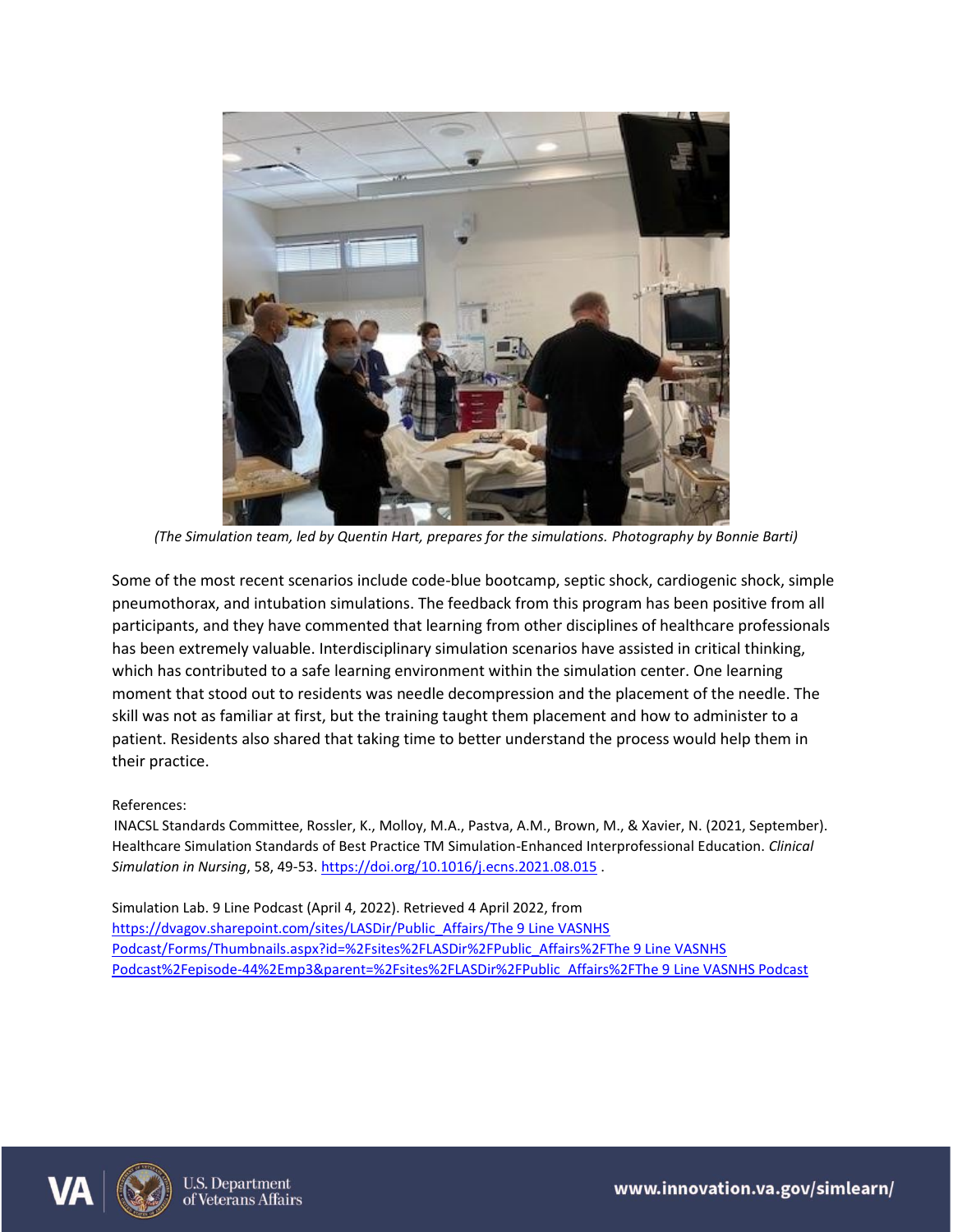*(The Simulation team, led by Quentin Hart, prepares for the simulations. Photography by Bonnie Barti)*

Some of the most recent scenarios include code-blue bootcamp, septic shock, cardiogenic shock, simple pneumothorax, and intubation simulations. The feedback from this program has been positive from all participants, and they have commented that learning from other disciplines of healthcare professionals has been extremely valuable. Interdisciplinary simulation scenarios have assisted in critical thinking, which has contributed to a safe learning environment within the simulation center. One learning moment that stood out to residents was needle decompression and the placement of the needle. The skill was not as familiar at first, but the training taught them placement and how to administer to a patient. Residents also shared that taking time to better understand the process would help them in their practice.

References:

INACSL Standards Committee, Rossler, K., Molloy, M.A., Pastva, A.M., Brown, M., & Xavier, N. (2021, September). Healthcare Simulation Standards of Best Practice TM Simulation-Enhanced Interprofessional Education. *Clinical Simulation in Nursing*, 58, 49-53. https://doi.org/10.1016/j.ecns.2021.08.015 .

Simulation Lab. 9 Line Podcast (April 4, 2022). Retrieved 4 April 2022, from https://dvagov.sharepoint.com/sites/LASDir/Public_Affairs/The 9 Line VASNHS Podcast/Forms/Thumbnails.aspx?id=%2Fsites%2FLASDir%2FPublic_Affairs%2FThe 9 Line VASNHS Podcast%2Fepisode-44%2Emp3&parent=%2Fsites%2FLASDir%2FPublic_Affairs%2FThe 9 Line VASNHS Podcast